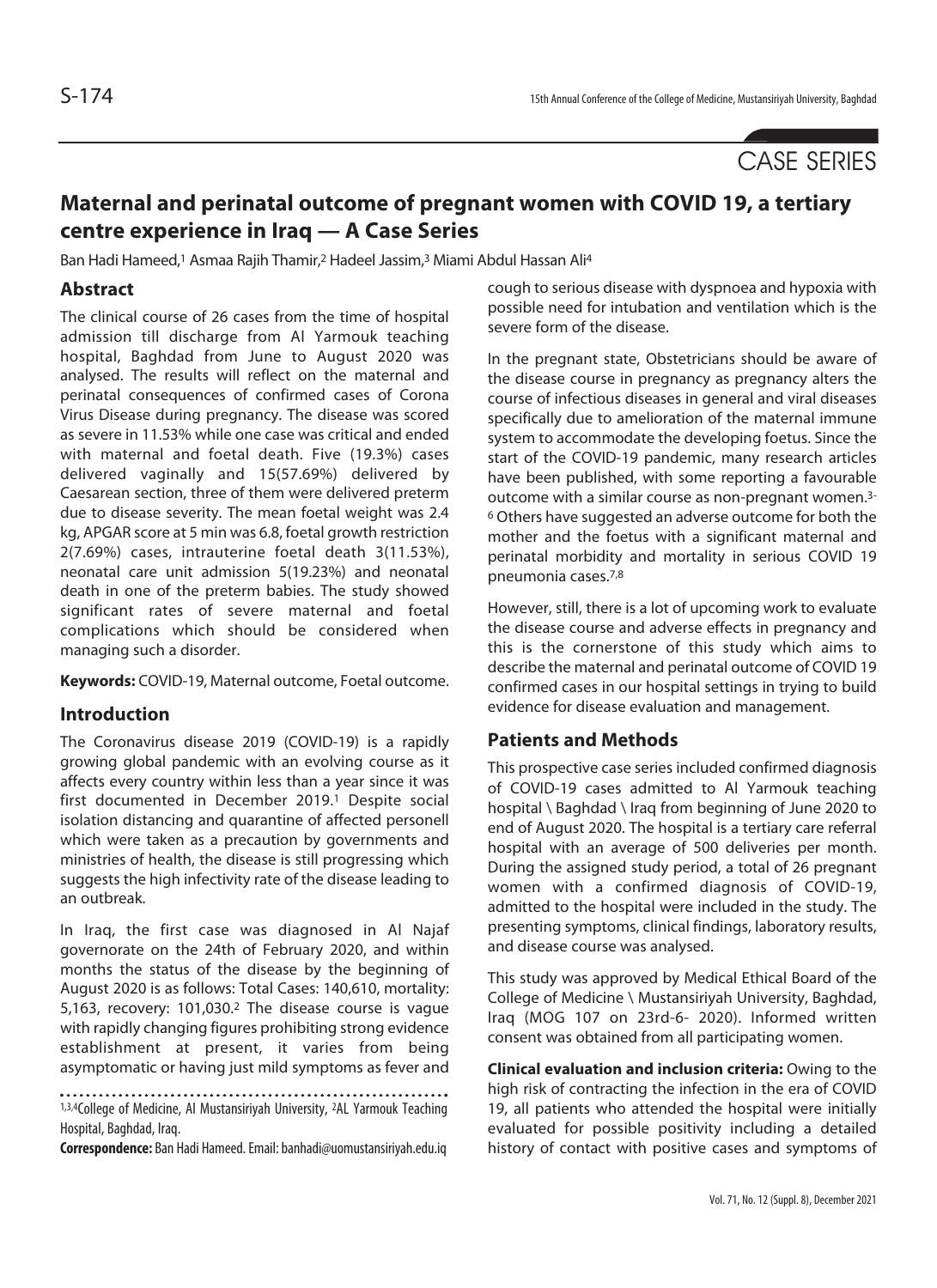CASE SERIES

# Maternal and perinatal outcome of pregnant women with COVID 19, a tertiary centre experience in Iraq — A Case Series

Ban Hadi Hameed,[1] Asmaa Rajih Thamir,[2] Hadeel Jassim,[3] Miami Abdul Hassan Ali[4]

## Abstract

The clinical course of 26 cases from the time of hospital admission till discharge from Al Yarmouk teaching hospital, Baghdad from June to August 2020 was analysed. The results will reflect on the maternal and perinatal consequences of confirmed cases of Corona Virus Disease during pregnancy. The disease was scored as severe in 11.53% while one case was critical and ended with maternal and foetal death. Five (19.3%) cases delivered vaginally and 15(57.69%) delivered by Caesarean section, three of them were delivered preterm due to disease severity. The mean foetal weight was 2.4 kg, APGAR score at 5 min was 6.8, foetal growth restriction 2(7.69%) cases, intrauterine foetal death 3(11.53%), neonatal care unit admission 5(19.23%) and neonatal death in one of the preterm babies. The study showed significant rates of severe maternal and foetal complications which should be considered when managing such a disorder.

**Keywords:** COVID-19, Maternal outcome, Foetal outcome.

## Introduction

The Coronavirus disease 2019 (COVID-19) is a rapidly growing global pandemic with an evolving course as it affects every country within less than a year since it was first documented in December 2019.[1] Despite social isolation distancing and quarantine of affected personell which were taken as a precaution by governments and ministries of health, the disease is still progressing which suggests the high infectivity rate of the disease leading to an outbreak.

In Iraq, the first case was diagnosed in Al Najaf governorate on the 24th of February 2020, and within months the status of the disease by the beginning of August 2020 is as follows: Total Cases: 140,610, mortality: 5,163, recovery: 101,030.[2] The disease course is vague with rapidly changing figures prohibiting strong evidence establishment at present, it varies from being asymptomatic or having just mild symptoms as fever and cough to serious disease with dyspnoea and hypoxia with possible need for intubation and ventilation which is the severe form of the disease.

In the pregnant state, Obstetricians should be aware of the disease course in pregnancy as pregnancy alters the course of infectious diseases in general and viral diseases specifically due to amelioration of the maternal immune system to accommodate the developing foetus. Since the start of the COVID-19 pandemic, many research articles have been published, with some reporting a favourable outcome with a similar course as non-pregnant women.[3-6] Others have suggested an adverse outcome for both the mother and the foetus with a significant maternal and perinatal morbidity and mortality in serious COVID 19 pneumonia cases.[7,8]

However, still, there is a lot of upcoming work to evaluate the disease course and adverse effects in pregnancy and this is the cornerstone of this study which aims to describe the maternal and perinatal outcome of COVID 19 confirmed cases in our hospital settings in trying to build evidence for disease evaluation and management.

## Patients and Methods

This prospective case series included confirmed diagnosis of COVID-19 cases admitted to Al Yarmouk teaching hospital \ Baghdad \ Iraq from beginning of June 2020 to end of August 2020. The hospital is a tertiary care referral hospital with an average of 500 deliveries per month. During the assigned study period, a total of 26 pregnant women with a confirmed diagnosis of COVID-19, admitted to the hospital were included in the study. The presenting symptoms, clinical findings, laboratory results, and disease course was analysed.

This study was approved by Medical Ethical Board of the College of Medicine \ Mustansiriyah University, Baghdad, Iraq (MOG 107 on 23rd-6- 2020). Informed written consent was obtained from all participating women.

**Clinical evaluation and inclusion criteria:** Owing to the high risk of contracting the infection in the era of COVID 19, all patients who attended the hospital were initially evaluated for possible positivity including a detailed history of contact with positive cases and symptoms of

---

[1,3,4]College of Medicine, Al Mustansiriyah University, [2]AL Yarmouk Teaching Hospital, Baghdad, Iraq.

**Correspondence:** Ban Hadi Hameed. Email: banhadi@uomustansiriyah.edu.iq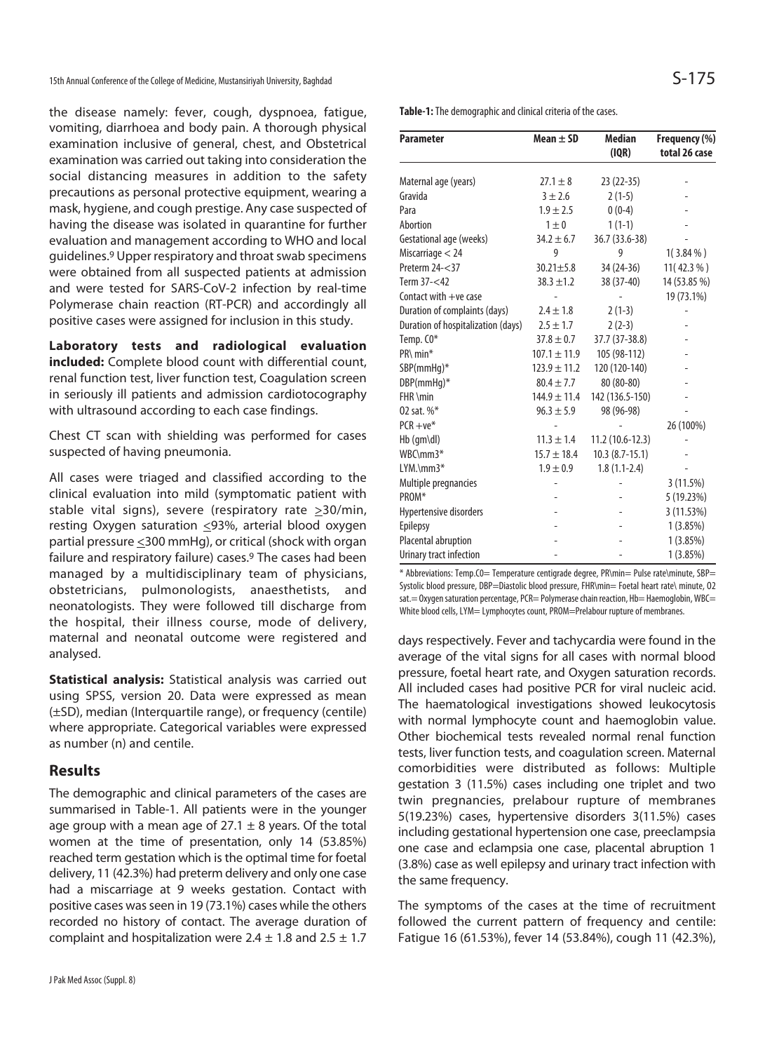the disease namely: fever, cough, dyspnoea, fatigue, vomiting, diarrhoea and body pain. A thorough physical examination inclusive of general, chest, and Obstetrical examination was carried out taking into consideration the social distancing measures in addition to the safety precautions as personal protective equipment, wearing a mask, hygiene, and cough prestige. Any case suspected of having the disease was isolated in quarantine for further evaluation and management according to WHO and local guidelines.[9] Upper respiratory and throat swab specimens were obtained from all suspected patients at admission and were tested for SARS-CoV-2 infection by real-time Polymerase chain reaction (RT-PCR) and accordingly all positive cases were assigned for inclusion in this study.

**Laboratory tests and radiological evaluation included:** Complete blood count with differential count, renal function test, liver function test, Coagulation screen in seriously ill patients and admission cardiotocography with ultrasound according to each case findings.

Chest CT scan with shielding was performed for cases suspected of having pneumonia.

All cases were triaged and classified according to the clinical evaluation into mild (symptomatic patient with stable vital signs), severe (respiratory rate $\geq$30/min, resting Oxygen saturation $\leq$93%, arterial blood oxygen partial pressure $\leq$300 mmHg), or critical (shock with organ failure and respiratory failure) cases.[9] The cases had been managed by a multidisciplinary team of physicians, obstetricians, pulmonologists, anaesthetists, and neonatologists. They were followed till discharge from the hospital, their illness course, mode of delivery, maternal and neonatal outcome were registered and analysed.

**Statistical analysis:** Statistical analysis was carried out using SPSS, version 20. Data were expressed as mean (±SD), median (Interquartile range), or frequency (centile) where appropriate. Categorical variables were expressed as number (n) and centile.

## Results

The demographic and clinical parameters of the cases are summarised in Table-1. All patients were in the younger age group with a mean age of 27.1 ± 8 years. Of the total women at the time of presentation, only 14 (53.85%) reached term gestation which is the optimal time for foetal delivery, 11 (42.3%) had preterm delivery and only one case had a miscarriage at 9 weeks gestation. Contact with positive cases was seen in 19 (73.1%) cases while the others recorded no history of contact. The average duration of complaint and hospitalization were 2.4 ± 1.8 and 2.5 ± 1.7 days respectively. Fever and tachycardia were found in the average of the vital signs for all cases with normal blood pressure, foetal heart rate, and Oxygen saturation records. All included cases had positive PCR for viral nucleic acid. The haematological investigations showed leukocytosis with normal lymphocyte count and haemoglobin value. Other biochemical tests revealed normal renal function tests, liver function tests, and coagulation screen. Maternal comorbidities were distributed as follows: Multiple gestation 3 (11.5%) cases including one triplet and two twin pregnancies, prelabour rupture of membranes 5(19.23%) cases, hypertensive disorders 3(11.5%) cases including gestational hypertension one case, preeclampsia one case and eclampsia one case, placental abruption 1 (3.8%) case as well epilepsy and urinary tract infection with the same frequency.

The symptoms of the cases at the time of recruitment followed the current pattern of frequency and centile: Fatigue 16 (61.53%), fever 14 (53.84%), cough 11 (42.3%),

**Table-1:** The demographic and clinical criteria of the cases.

| Parameter | Mean ± SD | Median (IQR) | Frequency (%) total 26 case |
|---|---|---|---|
| Maternal age (years) | 27.1 ± 8 | 23 (22-35) | - |
| Gravida | 3 ± 2.6 | 2 (1-5) | - |
| Para | 1.9 ± 2.5 | 0 (0-4) | - |
| Abortion | 1 ± 0 | 1 (1-1) | - |
| Gestational age (weeks) | 34.2 ± 6.7 | 36.7 (33.6-38) | - |
| Miscarriage < 24 | 9 | 9 | 1( 3.84 % ) |
| Preterm 24-<37 | 30.21±5.8 | 34 (24-36) | 11( 42.3 % ) |
| Term 37-<42 | 38.3 ±1.2 | 38 (37-40) | 14 (53.85 %) |
| Contact with +ve case | - | - | 19 (73.1%) |
| Duration of complaints (days) | 2.4 ± 1.8 | 2 (1-3) | - |
| Duration of hospitalization (days) | 2.5 ± 1.7 | 2 (2-3) | - |
| Temp. C0* | 37.8 ± 0.7 | 37.7 (37-38.8) | - |
| PR\ min* | 107.1 ± 11.9 | 105 (98-112) | - |
| SBP(mmHg)* | 123.9 ± 11.2 | 120 (120-140) | - |
| DBP(mmHg)* | 80.4 ± 7.7 | 80 (80-80) | - |
| FHR \min | 144.9 ± 11.4 | 142 (136.5-150) | - |
| O2 sat. %* | 96.3 ± 5.9 | 98 (96-98) | - |
| PCR +ve* | - | - | 26 (100%) |
| Hb (gm\dl) | 11.3 ± 1.4 | 11.2 (10.6-12.3) | - |
| WBC\mm3* | 15.7 ± 18.4 | 10.3 (8.7-15.1) | - |
| LYM.\mm3* | 1.9 ± 0.9 | 1.8 (1.1-2.4) | - |
| Multiple pregnancies | - | - | 3 (11.5%) |
| PROM* | - | - | 5 (19.23%) |
| Hypertensive disorders | - | - | 3 (11.53%) |
| Epilepsy | - | - | 1 (3.85%) |
| Placental abruption | - | - | 1 (3.85%) |
| Urinary tract infection | - | - | 1 (3.85%) |

* Abbreviations: Temp.C0= Temperature centigrade degree, PR\min= Pulse rate\minute, SBP= Systolic blood pressure, DBP=Diastolic blood pressure, FHR\min= Foetal heart rate\ minute, O2 sat.= Oxygen saturation percentage, PCR= Polymerase chain reaction, Hb= Haemoglobin, WBC= White blood cells, LYM= Lymphocytes count, PROM=Prelabour rupture of membranes.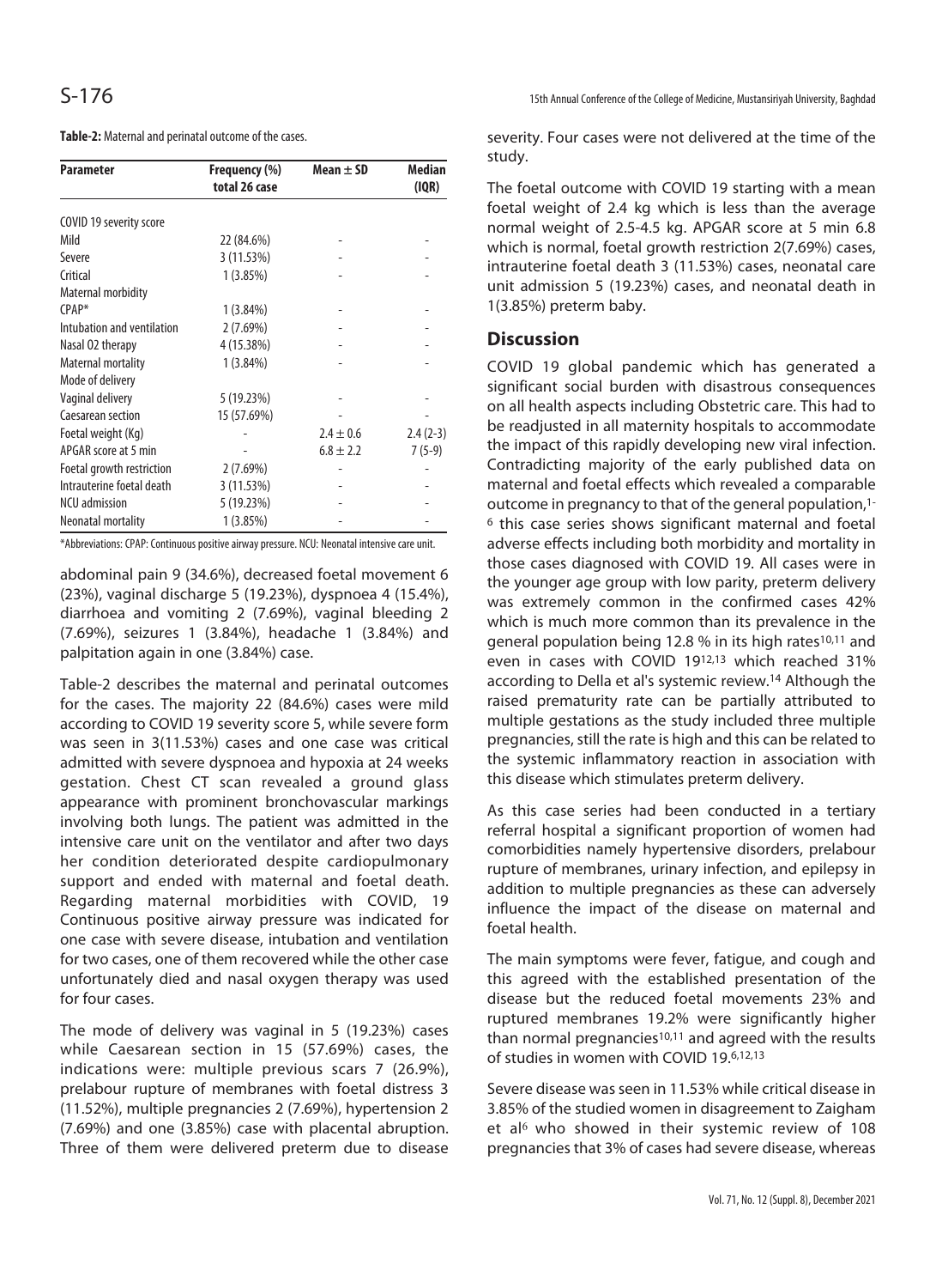**Table-2:** Maternal and perinatal outcome of the cases.

| Parameter | Frequency (%) total 26 case | Mean ± SD | Median (IQR) |
|---|---|---|---|
| COVID 19 severity score | | | |
| Mild | 22 (84.6%) | - | - |
| Severe | 3 (11.53%) | - | - |
| Critical | 1 (3.85%) | - | - |
| Maternal morbidity | | | |
| CPAP* | 1 (3.84%) | - | - |
| Intubation and ventilation | 2 (7.69%) | - | - |
| Nasal O2 therapy | 4 (15.38%) | - | - |
| Maternal mortality | 1 (3.84%) | - | - |
| Mode of delivery | | | |
| Vaginal delivery | 5 (19.23%) | - | - |
| Caesarean section | 15 (57.69%) | - | - |
| Foetal weight (Kg) | - | 2.4 ± 0.6 | 2.4 (2-3) |
| APGAR score at 5 min | - | 6.8 ± 2.2 | 7 (5-9) |
| Foetal growth restriction | 2 (7.69%) | - | - |
| Intrauterine foetal death | 3 (11.53%) | - | - |
| NCU admission | 5 (19.23%) | - | - |
| Neonatal mortality | 1 (3.85%) | - | - |

*Abbreviations: CPAP: Continuous positive airway pressure. NCU: Neonatal intensive care unit.

abdominal pain 9 (34.6%), decreased foetal movement 6 (23%), vaginal discharge 5 (19.23%), dyspnoea 4 (15.4%), diarrhoea and vomiting 2 (7.69%), vaginal bleeding 2 (7.69%), seizures 1 (3.84%), headache 1 (3.84%) and palpitation again in one (3.84%) case.

Table-2 describes the maternal and perinatal outcomes for the cases. The majority 22 (84.6%) cases were mild according to COVID 19 severity score 5, while severe form was seen in 3(11.53%) cases and one case was critical admitted with severe dyspnoea and hypoxia at 24 weeks gestation. Chest CT scan revealed a ground glass appearance with prominent bronchovascular markings involving both lungs. The patient was admitted in the intensive care unit on the ventilator and after two days her condition deteriorated despite cardiopulmonary support and ended with maternal and foetal death. Regarding maternal morbidities with COVID, 19 Continuous positive airway pressure was indicated for one case with severe disease, intubation and ventilation for two cases, one of them recovered while the other case unfortunately died and nasal oxygen therapy was used for four cases.

The mode of delivery was vaginal in 5 (19.23%) cases while Caesarean section in 15 (57.69%) cases, the indications were: multiple previous scars 7 (26.9%), prelabour rupture of membranes with foetal distress 3 (11.52%), multiple pregnancies 2 (7.69%), hypertension 2 (7.69%) and one (3.85%) case with placental abruption. Three of them were delivered preterm due to disease severity. Four cases were not delivered at the time of the study.

The foetal outcome with COVID 19 starting with a mean foetal weight of 2.4 kg which is less than the average normal weight of 2.5-4.5 kg. APGAR score at 5 min 6.8 which is normal, foetal growth restriction 2(7.69%) cases, intrauterine foetal death 3 (11.53%) cases, neonatal care unit admission 5 (19.23%) cases, and neonatal death in 1(3.85%) preterm baby.

## Discussion

COVID 19 global pandemic which has generated a significant social burden with disastrous consequences on all health aspects including Obstetric care. This had to be readjusted in all maternity hospitals to accommodate the impact of this rapidly developing new viral infection. Contradicting majority of the early published data on maternal and foetal effects which revealed a comparable outcome in pregnancy to that of the general population,[1-6] this case series shows significant maternal and foetal adverse effects including both morbidity and mortality in those cases diagnosed with COVID 19. All cases were in the younger age group with low parity, preterm delivery was extremely common in the confirmed cases 42% which is much more common than its prevalence in the general population being 12.8 % in its high rates[10,11] and even in cases with COVID 19[12,13] which reached 31% according to Della et al's systemic review.[14] Although the raised prematurity rate can be partially attributed to multiple gestations as the study included three multiple pregnancies, still the rate is high and this can be related to the systemic inflammatory reaction in association with this disease which stimulates preterm delivery.

As this case series had been conducted in a tertiary referral hospital a significant proportion of women had comorbidities namely hypertensive disorders, prelabour rupture of membranes, urinary infection, and epilepsy in addition to multiple pregnancies as these can adversely influence the impact of the disease on maternal and foetal health.

The main symptoms were fever, fatigue, and cough and this agreed with the established presentation of the disease but the reduced foetal movements 23% and ruptured membranes 19.2% were significantly higher than normal pregnancies[10,11] and agreed with the results of studies in women with COVID 19.[6,12,13]

Severe disease was seen in 11.53% while critical disease in 3.85% of the studied women in disagreement to Zaigham et al[6] who showed in their systemic review of 108 pregnancies that 3% of cases had severe disease, whereas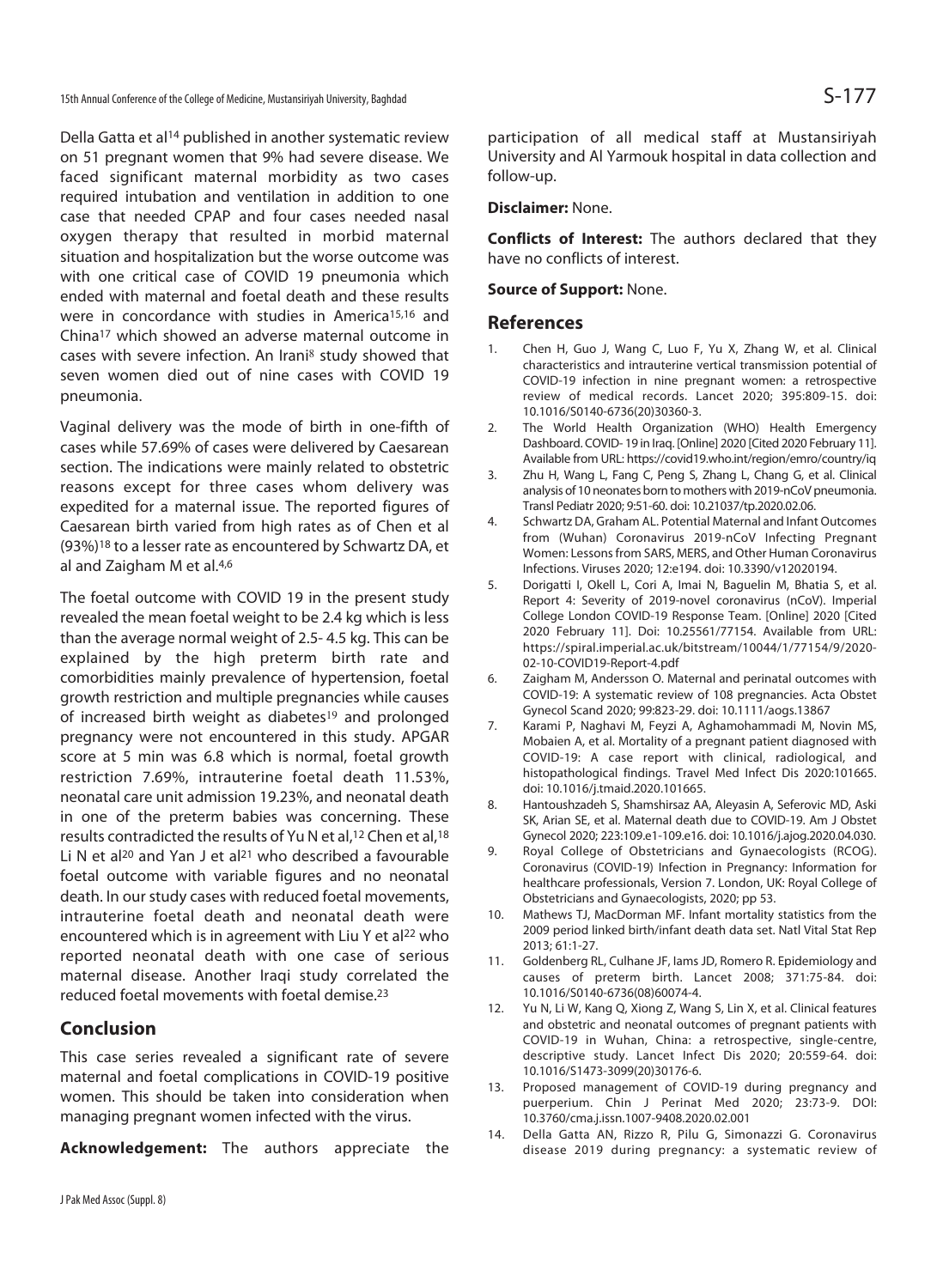Della Gatta et al[14] published in another systematic review on 51 pregnant women that 9% had severe disease. We faced significant maternal morbidity as two cases required intubation and ventilation in addition to one case that needed CPAP and four cases needed nasal oxygen therapy that resulted in morbid maternal situation and hospitalization but the worse outcome was with one critical case of COVID 19 pneumonia which ended with maternal and foetal death and these results were in concordance with studies in America[15,16] and China[17] which showed an adverse maternal outcome in cases with severe infection. An Irani[8] study showed that seven women died out of nine cases with COVID 19 pneumonia.

Vaginal delivery was the mode of birth in one-fifth of cases while 57.69% of cases were delivered by Caesarean section. The indications were mainly related to obstetric reasons except for three cases whom delivery was expedited for a maternal issue. The reported figures of Caesarean birth varied from high rates as of Chen et al (93%)[18] to a lesser rate as encountered by Schwartz DA, et al and Zaigham M et al.[4,6]

The foetal outcome with COVID 19 in the present study revealed the mean foetal weight to be 2.4 kg which is less than the average normal weight of 2.5- 4.5 kg. This can be explained by the high preterm birth rate and comorbidities mainly prevalence of hypertension, foetal growth restriction and multiple pregnancies while causes of increased birth weight as diabetes[19] and prolonged pregnancy were not encountered in this study. APGAR score at 5 min was 6.8 which is normal, foetal growth restriction 7.69%, intrauterine foetal death 11.53%, neonatal care unit admission 19.23%, and neonatal death in one of the preterm babies was concerning. These results contradicted the results of Yu N et al,[12] Chen et al,[18] Li N et al[20] and Yan J et al[21] who described a favourable foetal outcome with variable figures and no neonatal death. In our study cases with reduced foetal movements, intrauterine foetal death and neonatal death were encountered which is in agreement with Liu Y et al[22] who reported neonatal death with one case of serious maternal disease. Another Iraqi study correlated the reduced foetal movements with foetal demise.[23]

## Conclusion

This case series revealed a significant rate of severe maternal and foetal complications in COVID-19 positive women. This should be taken into consideration when managing pregnant women infected with the virus.

**Acknowledgement:** The authors appreciate the participation of all medical staff at Mustansiriyah University and Al Yarmouk hospital in data collection and follow-up.

**Disclaimer:** None.

**Conflicts of Interest:** The authors declared that they have no conflicts of interest.

**Source of Support:** None.

## References

1. Chen H, Guo J, Wang C, Luo F, Yu X, Zhang W, et al. Clinical characteristics and intrauterine vertical transmission potential of COVID-19 infection in nine pregnant women: a retrospective review of medical records. Lancet 2020; 395:809-15. doi: 10.1016/S0140-6736(20)30360-3.
2. The World Health Organization (WHO) Health Emergency Dashboard. COVID- 19 in Iraq. [Online] 2020 [Cited 2020 February 11]. Available from URL: https://covid19.who.int/region/emro/country/iq
3. Zhu H, Wang L, Fang C, Peng S, Zhang L, Chang G, et al. Clinical analysis of 10 neonates born to mothers with 2019-nCoV pneumonia. Transl Pediatr 2020; 9:51-60. doi: 10.21037/tp.2020.02.06.
4. Schwartz DA, Graham AL. Potential Maternal and Infant Outcomes from (Wuhan) Coronavirus 2019-nCoV Infecting Pregnant Women: Lessons from SARS, MERS, and Other Human Coronavirus Infections. Viruses 2020; 12:e194. doi: 10.3390/v12020194.
5. Dorigatti I, Okell L, Cori A, Imai N, Baguelin M, Bhatia S, et al. Report 4: Severity of 2019-novel coronavirus (nCoV). Imperial College London COVID-19 Response Team. [Online] 2020 [Cited 2020 February 11]. Doi: 10.25561/77154. Available from URL: https://spiral.imperial.ac.uk/bitstream/10044/1/77154/9/2020-02-10-COVID19-Report-4.pdf
6. Zaigham M, Andersson O. Maternal and perinatal outcomes with COVID-19: A systematic review of 108 pregnancies. Acta Obstet Gynecol Scand 2020; 99:823-29. doi: 10.1111/aogs.13867
7. Karami P, Naghavi M, Feyzi A, Aghamohammadi M, Novin MS, Mobaien A, et al. Mortality of a pregnant patient diagnosed with COVID-19: A case report with clinical, radiological, and histopathological findings. Travel Med Infect Dis 2020:101665. doi: 10.1016/j.tmaid.2020.101665.
8. Hantoushzadeh S, Shamshirsaz AA, Aleyasin A, Seferovic MD, Aski SK, Arian SE, et al. Maternal death due to COVID-19. Am J Obstet Gynecol 2020; 223:109.e1-109.e16. doi: 10.1016/j.ajog.2020.04.030.
9. Royal College of Obstetricians and Gynaecologists (RCOG). Coronavirus (COVID-19) Infection in Pregnancy: Information for healthcare professionals, Version 7. London, UK: Royal College of Obstetricians and Gynaecologists, 2020; pp 53.
10. Mathews TJ, MacDorman MF. Infant mortality statistics from the 2009 period linked birth/infant death data set. Natl Vital Stat Rep 2013; 61:1-27.
11. Goldenberg RL, Culhane JF, Iams JD, Romero R. Epidemiology and causes of preterm birth. Lancet 2008; 371:75-84. doi: 10.1016/S0140-6736(08)60074-4.
12. Yu N, Li W, Kang Q, Xiong Z, Wang S, Lin X, et al. Clinical features and obstetric and neonatal outcomes of pregnant patients with COVID-19 in Wuhan, China: a retrospective, single-centre, descriptive study. Lancet Infect Dis 2020; 20:559-64. doi: 10.1016/S1473-3099(20)30176-6.
13. Proposed management of COVID-19 during pregnancy and puerperium. Chin J Perinat Med 2020; 23:73-9. DOI: 10.3760/cma.j.issn.1007-9408.2020.02.001
14. Della Gatta AN, Rizzo R, Pilu G, Simonazzi G. Coronavirus disease 2019 during pregnancy: a systematic review of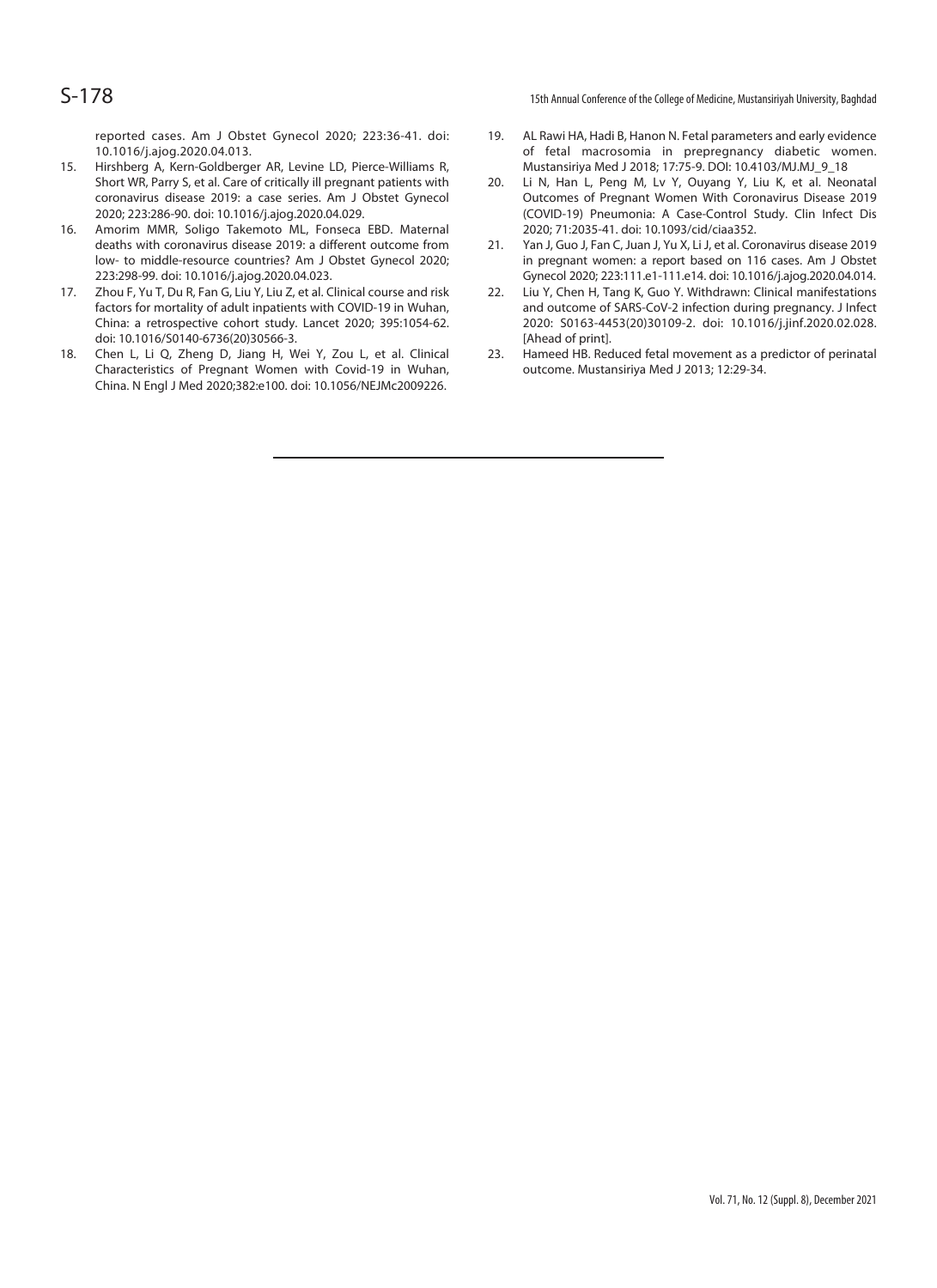reported cases. Am J Obstet Gynecol 2020; 223:36-41. doi: 10.1016/j.ajog.2020.04.013.

15. Hirshberg A, Kern-Goldberger AR, Levine LD, Pierce-Williams R, Short WR, Parry S, et al. Care of critically ill pregnant patients with coronavirus disease 2019: a case series. Am J Obstet Gynecol 2020; 223:286-90. doi: 10.1016/j.ajog.2020.04.029.
16. Amorim MMR, Soligo Takemoto ML, Fonseca EBD. Maternal deaths with coronavirus disease 2019: a different outcome from low- to middle-resource countries? Am J Obstet Gynecol 2020; 223:298-99. doi: 10.1016/j.ajog.2020.04.023.
17. Zhou F, Yu T, Du R, Fan G, Liu Y, Liu Z, et al. Clinical course and risk factors for mortality of adult inpatients with COVID-19 in Wuhan, China: a retrospective cohort study. Lancet 2020; 395:1054-62. doi: 10.1016/S0140-6736(20)30566-3.
18. Chen L, Li Q, Zheng D, Jiang H, Wei Y, Zou L, et al. Clinical Characteristics of Pregnant Women with Covid-19 in Wuhan, China. N Engl J Med 2020;382:e100. doi: 10.1056/NEJMc2009226.
19. AL Rawi HA, Hadi B, Hanon N. Fetal parameters and early evidence of fetal macrosomia in prepregnancy diabetic women. Mustansiriya Med J 2018; 17:75-9. DOI: 10.4103/MJ.MJ_9_18
20. Li N, Han L, Peng M, Lv Y, Ouyang Y, Liu K, et al. Neonatal Outcomes of Pregnant Women With Coronavirus Disease 2019 (COVID-19) Pneumonia: A Case-Control Study. Clin Infect Dis 2020; 71:2035-41. doi: 10.1093/cid/ciaa352.
21. Yan J, Guo J, Fan C, Juan J, Yu X, Li J, et al. Coronavirus disease 2019 in pregnant women: a report based on 116 cases. Am J Obstet Gynecol 2020; 223:111.e1-111.e14. doi: 10.1016/j.ajog.2020.04.014.
22. Liu Y, Chen H, Tang K, Guo Y. Withdrawn: Clinical manifestations and outcome of SARS-CoV-2 infection during pregnancy. J Infect 2020: S0163-4453(20)30109-2. doi: 10.1016/j.jinf.2020.02.028. [Ahead of print].
23. Hameed HB. Reduced fetal movement as a predictor of perinatal outcome. Mustansiriya Med J 2013; 12:29-34.